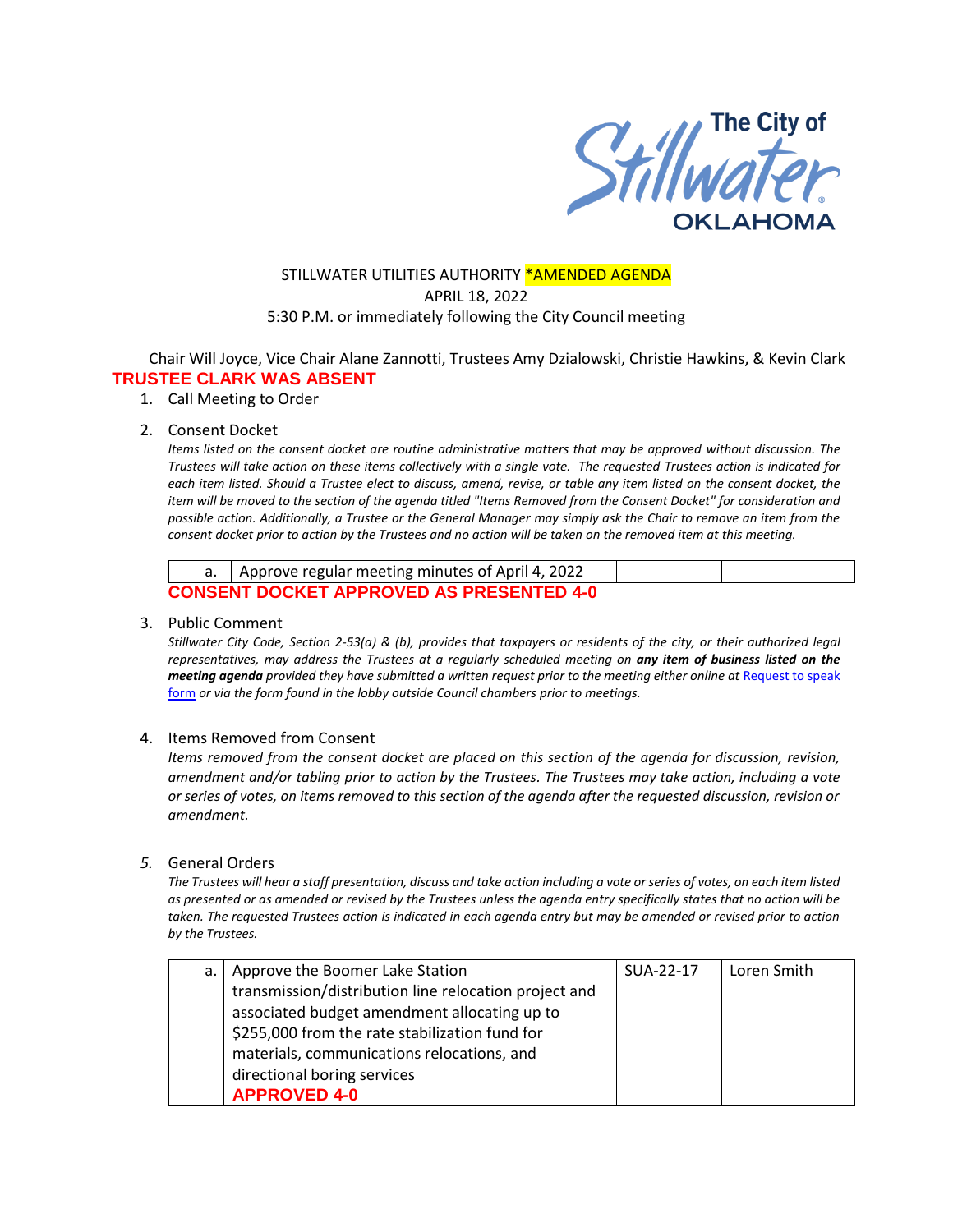The City of Stillwater OKLAHOMA

STILLWATER UTILITIES AUTHORITY *AMENDED AGENDA
APRIL 18, 2022
5:30 P.M. or immediately following the City Council meeting

Chair Will Joyce, Vice Chair Alane Zannotti, Trustees Amy Dzialowski, Christie Hawkins, & Kevin Clark

**TRUSTEE CLARK WAS ABSENT**

1. Call Meeting to Order

2. Consent Docket

   *Items listed on the consent docket are routine administrative matters that may be approved without discussion. The Trustees will take action on these items collectively with a single vote. The requested Trustees action is indicated for each item listed. Should a Trustee elect to discuss, amend, revise, or table any item listed on the consent docket, the item will be moved to the section of the agenda titled "Items Removed from the Consent Docket" for consideration and possible action. Additionally, a Trustee or the General Manager may simply ask the Chair to remove an item from the consent docket prior to action by the Trustees and no action will be taken on the removed item at this meeting.*

| | | | |
|---|---|---|---|
| a. | Approve regular meeting minutes of April 4, 2022 | | |

**CONSENT DOCKET APPROVED AS PRESENTED 4-0**

3. Public Comment

   *Stillwater City Code, Section 2-53(a) & (b), provides that taxpayers or residents of the city, or their authorized legal representatives, may address the Trustees at a regularly scheduled meeting on **any item of business listed on the meeting agenda** provided they have submitted a written request prior to the meeting either online at [Request to speak form]() or via the form found in the lobby outside Council chambers prior to meetings.*

4. Items Removed from Consent

   *Items removed from the consent docket are placed on this section of the agenda for discussion, revision, amendment and/or tabling prior to action by the Trustees. The Trustees may take action, including a vote or series of votes, on items removed to this section of the agenda after the requested discussion, revision or amendment.*

5. General Orders

   *The Trustees will hear a staff presentation, discuss and take action including a vote or series of votes, on each item listed as presented or as amended or revised by the Trustees unless the agenda entry specifically states that no action will be taken. The requested Trustees action is indicated in each agenda entry but may be amended or revised prior to action by the Trustees.*

| | | | |
|---|---|---|---|
| a. | Approve the Boomer Lake Station transmission/distribution line relocation project and associated budget amendment allocating up to $255,000 from the rate stabilization fund for materials, communications relocations, and directional boring services **APPROVED 4-0** | SUA-22-17 | Loren Smith |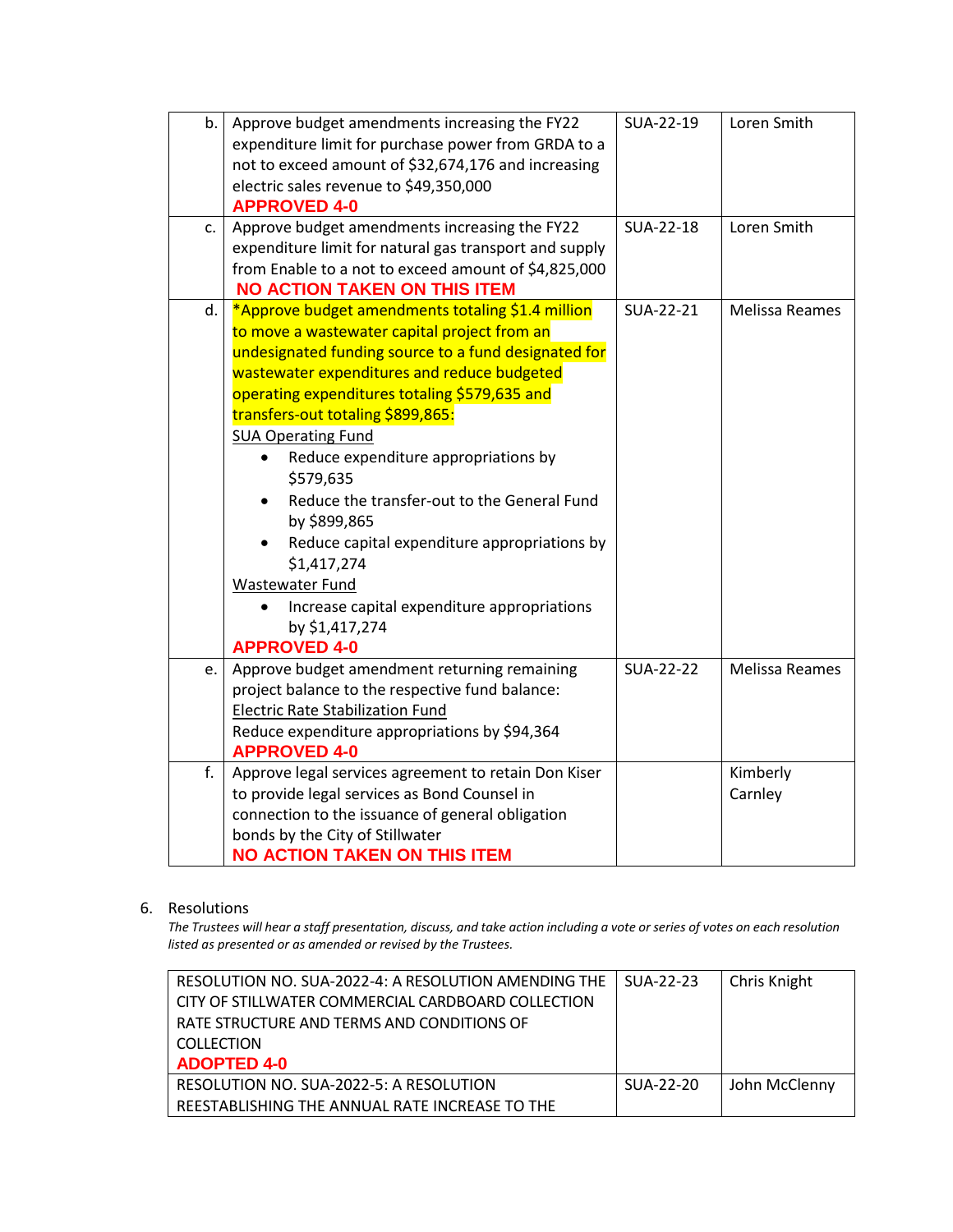| | | | |
|---|---|---|---|
| b. | Approve budget amendments increasing the FY22 expenditure limit for purchase power from GRDA to a not to exceed amount of $32,674,176 and increasing electric sales revenue to $49,350,000<br>**APPROVED 4-0** | SUA-22-19 | Loren Smith |
| c. | Approve budget amendments increasing the FY22 expenditure limit for natural gas transport and supply from Enable to a not to exceed amount of $4,825,000<br>**NO ACTION TAKEN ON THIS ITEM** | SUA-22-18 | Loren Smith |
| d. | *Approve budget amendments totaling $1.4 million to move a wastewater capital project from an undesignated funding source to a fund designated for wastewater expenditures and reduce budgeted operating expenditures totaling $579,635 and transfers-out totaling $899,865:<br>SUA Operating Fund<br>• Reduce expenditure appropriations by $579,635<br>• Reduce the transfer-out to the General Fund by $899,865<br>• Reduce capital expenditure appropriations by $1,417,274<br>Wastewater Fund<br>• Increase capital expenditure appropriations by $1,417,274<br>**APPROVED 4-0** | SUA-22-21 | Melissa Reames |
| e. | Approve budget amendment returning remaining project balance to the respective fund balance:<br>Electric Rate Stabilization Fund<br>Reduce expenditure appropriations by $94,364<br>**APPROVED 4-0** | SUA-22-22 | Melissa Reames |
| f. | Approve legal services agreement to retain Don Kiser to provide legal services as Bond Counsel in connection to the issuance of general obligation bonds by the City of Stillwater<br>**NO ACTION TAKEN ON THIS ITEM** | | Kimberly Carnley |

6. Resolutions

*The Trustees will hear a staff presentation, discuss, and take action including a vote or series of votes on each resolution listed as presented or as amended or revised by the Trustees.*

| | | |
|---|---|---|
| RESOLUTION NO. SUA-2022-4: A RESOLUTION AMENDING THE CITY OF STILLWATER COMMERCIAL CARDBOARD COLLECTION RATE STRUCTURE AND TERMS AND CONDITIONS OF COLLECTION<br>**ADOPTED 4-0** | SUA-22-23 | Chris Knight |
| RESOLUTION NO. SUA-2022-5: A RESOLUTION REESTABLISHING THE ANNUAL RATE INCREASE TO THE | SUA-22-20 | John McClenny |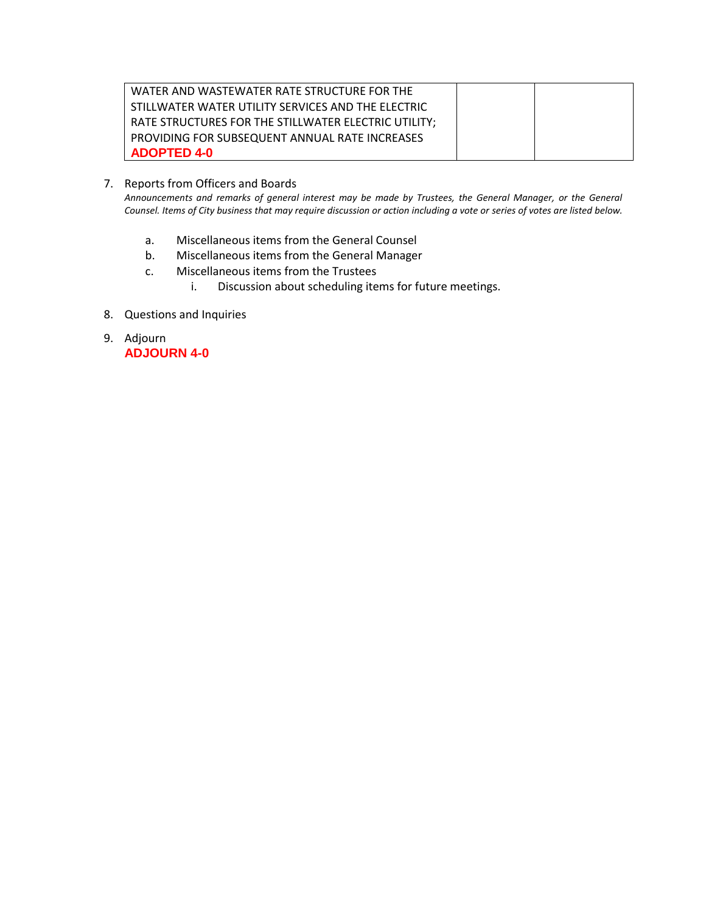| | | |
|---|---|---|
| WATER AND WASTEWATER RATE STRUCTURE FOR THE STILLWATER WATER UTILITY SERVICES AND THE ELECTRIC RATE STRUCTURES FOR THE STILLWATER ELECTRIC UTILITY; PROVIDING FOR SUBSEQUENT ANNUAL RATE INCREASES **ADOPTED 4-0** | | |

7. Reports from Officers and Boards

   *Announcements and remarks of general interest may be made by Trustees, the General Manager, or the General Counsel. Items of City business that may require discussion or action including a vote or series of votes are listed below.*

   a. Miscellaneous items from the General Counsel
   b. Miscellaneous items from the General Manager
   c. Miscellaneous items from the Trustees
      i. Discussion about scheduling items for future meetings.

8. Questions and Inquiries

9. Adjourn

   **ADJOURN 4-0**